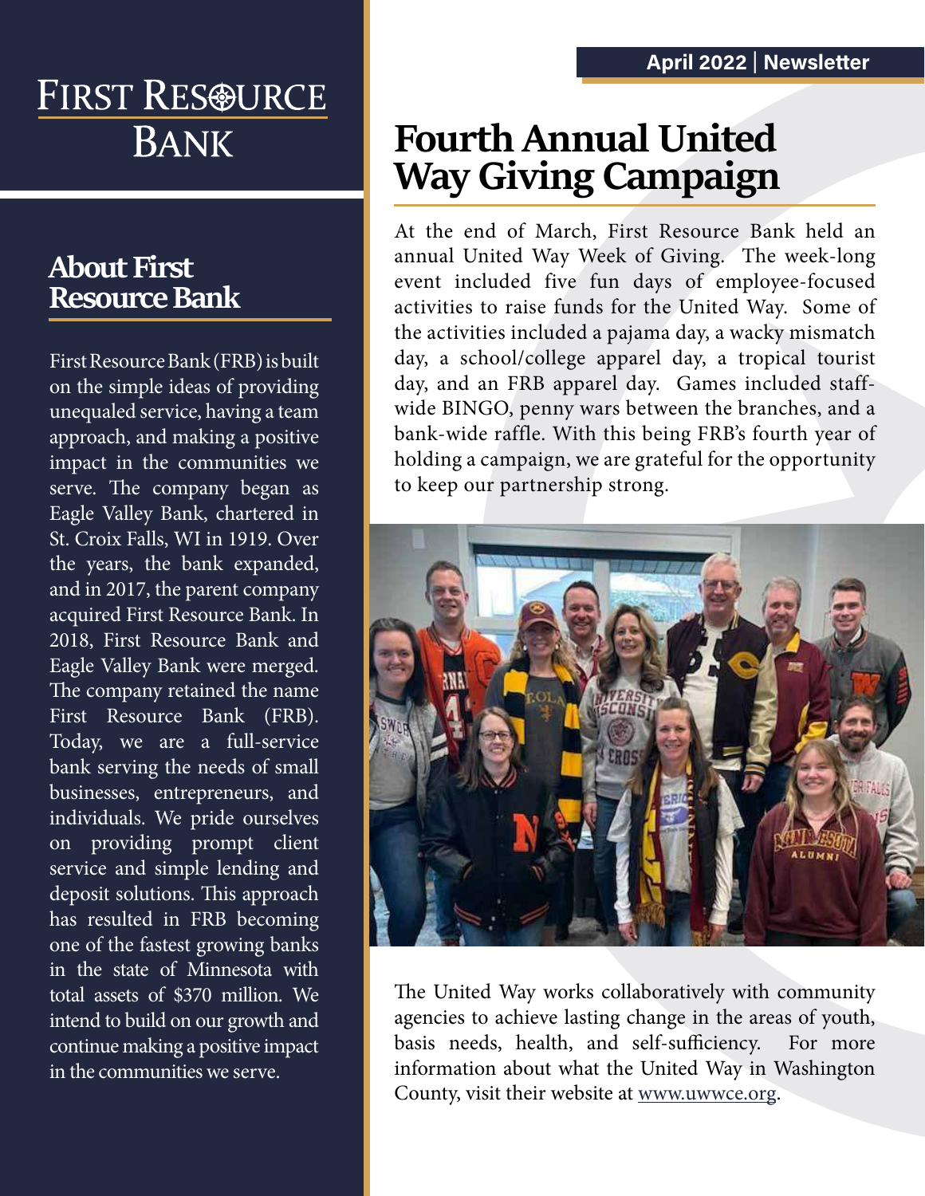# First Resource Bank

April 2022 | Newsletter

## About First Resource Bank

First Resource Bank (FRB) is built on the simple ideas of providing unequaled service, having a team approach, and making a positive impact in the communities we serve. The company began as Eagle Valley Bank, chartered in St. Croix Falls, WI in 1919. Over the years, the bank expanded, and in 2017, the parent company acquired First Resource Bank. In 2018, First Resource Bank and Eagle Valley Bank were merged. The company retained the name First Resource Bank (FRB). Today, we are a full-service bank serving the needs of small businesses, entrepreneurs, and individuals. We pride ourselves on providing prompt client service and simple lending and deposit solutions. This approach has resulted in FRB becoming one of the fastest growing banks in the state of Minnesota with total assets of $370 million. We intend to build on our growth and continue making a positive impact in the communities we serve.

## Fourth Annual United Way Giving Campaign

At the end of March, First Resource Bank held an annual United Way Week of Giving. The week-long event included five fun days of employee-focused activities to raise funds for the United Way. Some of the activities included a pajama day, a wacky mismatch day, a school/college apparel day, a tropical tourist day, and an FRB apparel day. Games included staff-wide BINGO, penny wars between the branches, and a bank-wide raffle. With this being FRB's fourth year of holding a campaign, we are grateful for the opportunity to keep our partnership strong.

The United Way works collaboratively with community agencies to achieve lasting change in the areas of youth, basis needs, health, and self-sufficiency. For more information about what the United Way in Washington County, visit their website at www.uwwce.org.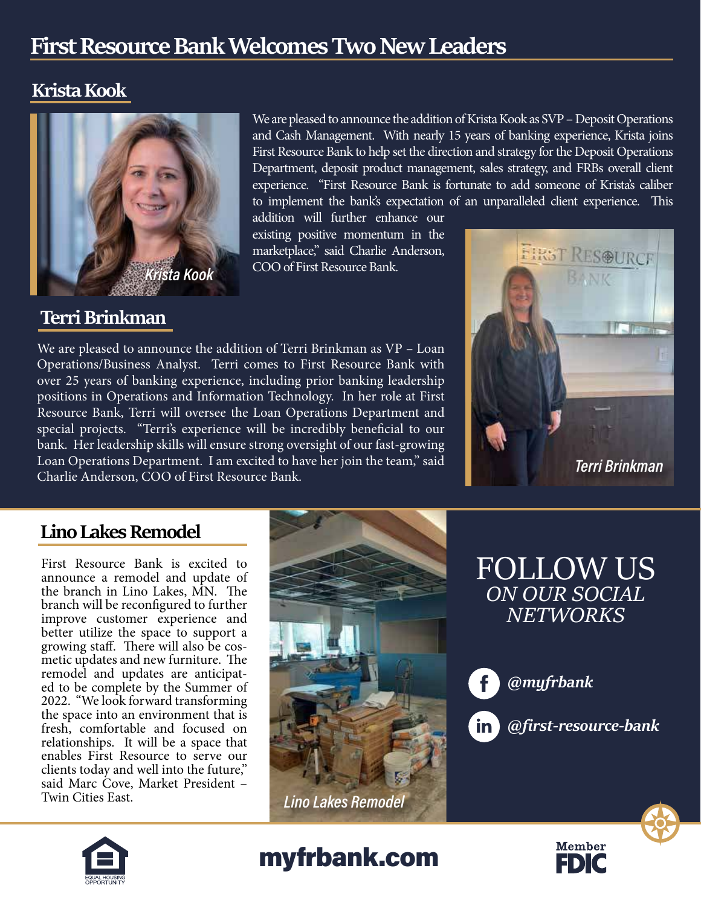# First Resource Bank Welcomes Two New Leaders

## Krista Kook

Krista Kook

We are pleased to announce the addition of Krista Kook as SVP – Deposit Operations and Cash Management. With nearly 15 years of banking experience, Krista joins First Resource Bank to help set the direction and strategy for the Deposit Operations Department, deposit product management, sales strategy, and FRBs overall client experience. "First Resource Bank is fortunate to add someone of Krista's caliber to implement the bank's expectation of an unparalleled client experience. This addition will further enhance our existing positive momentum in the marketplace," said Charlie Anderson, COO of First Resource Bank.

## Terri Brinkman

We are pleased to announce the addition of Terri Brinkman as VP – Loan Operations/Business Analyst. Terri comes to First Resource Bank with over 25 years of banking experience, including prior banking leadership positions in Operations and Information Technology. In her role at First Resource Bank, Terri will oversee the Loan Operations Department and special projects. "Terri's experience will be incredibly beneficial to our bank. Her leadership skills will ensure strong oversight of our fast-growing Loan Operations Department. I am excited to have her join the team," said Charlie Anderson, COO of First Resource Bank.

Terri Brinkman

## Lino Lakes Remodel

First Resource Bank is excited to announce a remodel and update of the branch in Lino Lakes, MN. The branch will be reconfigured to further improve customer experience and better utilize the space to support a growing staff. There will also be cosmetic updates and new furniture. The remodel and updates are anticipated to be complete by the Summer of 2022. "We look forward transforming the space into an environment that is fresh, comfortable and focused on relationships. It will be a space that enables First Resource to serve our clients today and well into the future," said Marc Cove, Market President – Twin Cities East.

Lino Lakes Remodel

FOLLOW US
*ON OUR SOCIAL NETWORKS*

***@myfrbank***

***@first-resource-bank***

EQUAL HOUSING OPPORTUNITY

**myfrbank.com**

Member FDIC